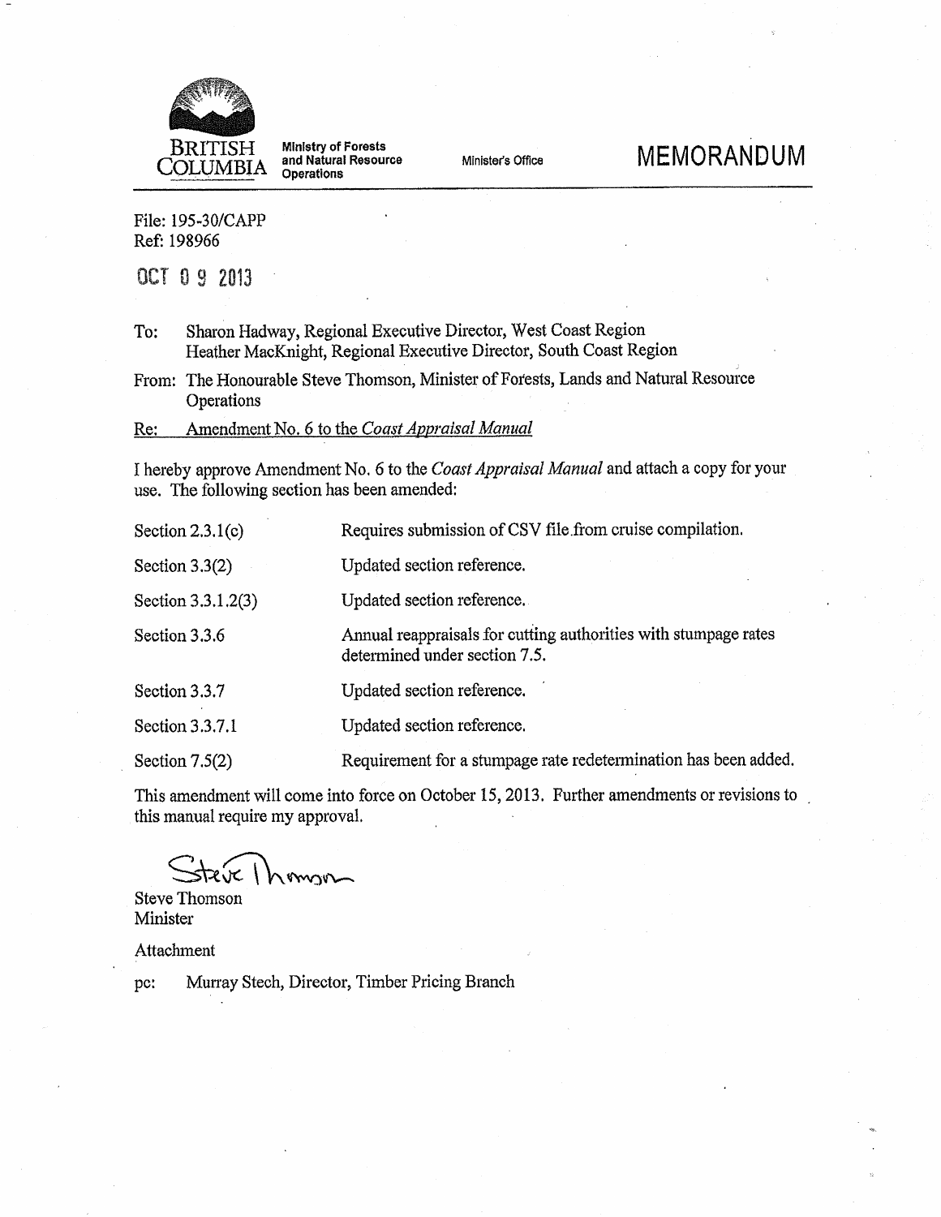BRITISH COLUMBIA

Ministry of Forests and Natural Resource Operations

Minister's Office

# MEMORANDUM

File: 195-30/CAPP
Ref: 198966

OCT 0 9 2013

To: Sharon Hadway, Regional Executive Director, West Coast Region
Heather MacKnight, Regional Executive Director, South Coast Region

From: The Honourable Steve Thomson, Minister of Forests, Lands and Natural Resource Operations

Re: Amendment No. 6 to the *Coast Appraisal Manual*

I hereby approve Amendment No. 6 to the *Coast Appraisal Manual* and attach a copy for your use. The following section has been amended:

| | |
|---|---|
| Section 2.3.1(c) | Requires submission of CSV file from cruise compilation. |
| Section 3.3(2) | Updated section reference. |
| Section 3.3.1.2(3) | Updated section reference. |
| Section 3.3.6 | Annual reappraisals for cutting authorities with stumpage rates determined under section 7.5. |
| Section 3.3.7 | Updated section reference. |
| Section 3.3.7.1 | Updated section reference. |
| Section 7.5(2) | Requirement for a stumpage rate redetermination has been added. |

This amendment will come into force on October 15, 2013. Further amendments or revisions to this manual require my approval.

Steve Thomson
Minister

Attachment

pc: Murray Stech, Director, Timber Pricing Branch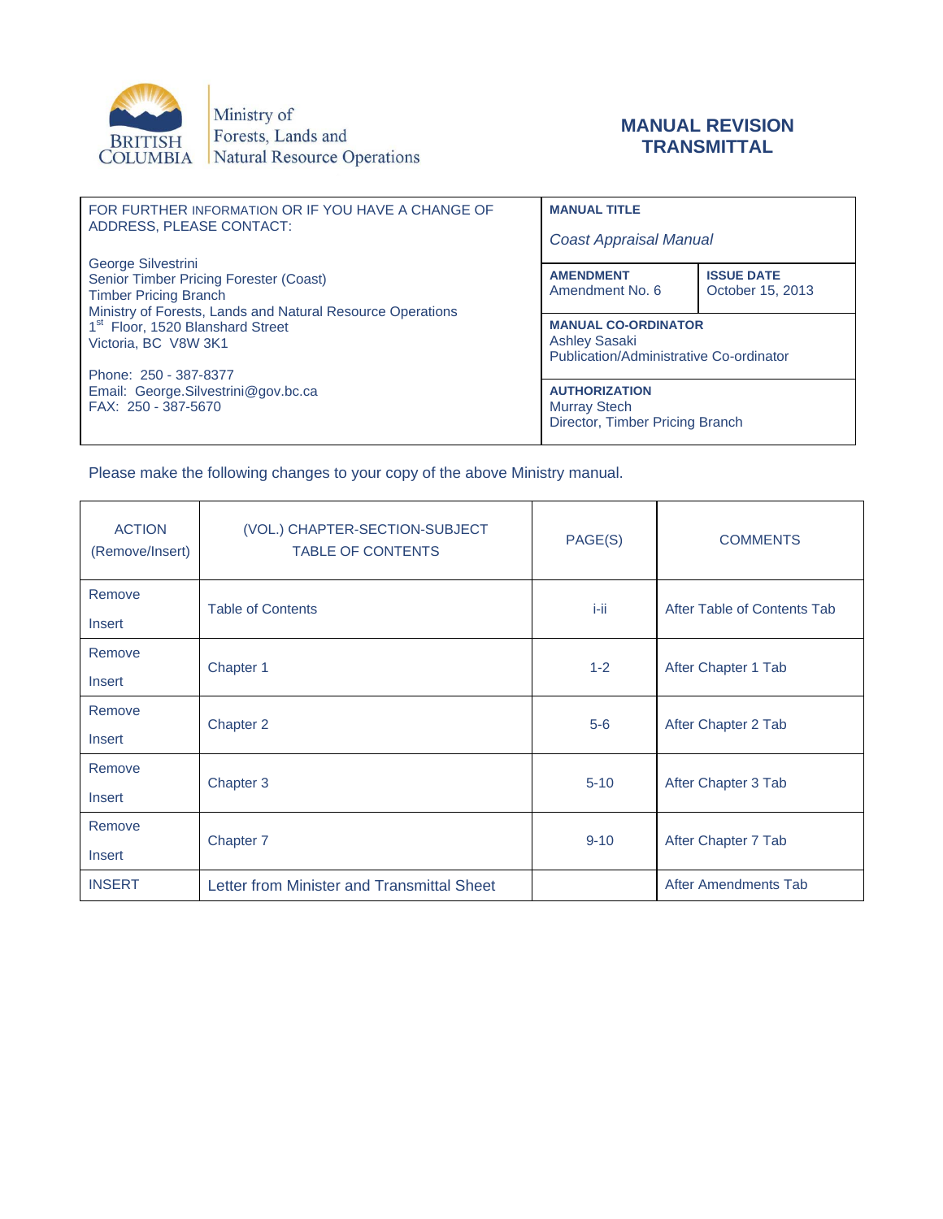Ministry of Forests, Lands and Natural Resource Operations

# MANUAL REVISION TRANSMITTAL

| FOR FURTHER INFORMATION OR IF YOU HAVE A CHANGE OF ADDRESS, PLEASE CONTACT: | MANUAL TITLE | |
|---|---|---|
| George Silvestrini<br>Senior Timber Pricing Forester (Coast)<br>Timber Pricing Branch<br>Ministry of Forests, Lands and Natural Resource Operations<br>1st Floor, 1520 Blanshard Street<br>Victoria, BC V8W 3K1<br><br>Phone: 250 - 387-8377<br>Email: George.Silvestrini@gov.bc.ca<br>FAX: 250 - 387-5670 | *Coast Appraisal Manual* | |
| | **AMENDMENT**<br>Amendment No. 6 | **ISSUE DATE**<br>October 15, 2013 |
| | **MANUAL CO-ORDINATOR**<br>Ashley Sasaki<br>Publication/Administrative Co-ordinator | |
| | **AUTHORIZATION**<br>Murray Stech<br>Director, Timber Pricing Branch | |

Please make the following changes to your copy of the above Ministry manual.

| ACTION (Remove/Insert) | (VOL.) CHAPTER-SECTION-SUBJECT TABLE OF CONTENTS | PAGE(S) | COMMENTS |
|---|---|---|---|
| Remove<br>Insert | Table of Contents | i-ii | After Table of Contents Tab |
| Remove<br>Insert | Chapter 1 | 1-2 | After Chapter 1 Tab |
| Remove<br>Insert | Chapter 2 | 5-6 | After Chapter 2 Tab |
| Remove<br>Insert | Chapter 3 | 5-10 | After Chapter 3 Tab |
| Remove<br>Insert | Chapter 7 | 9-10 | After Chapter 7 Tab |
| INSERT | Letter from Minister and Transmittal Sheet | | After Amendments Tab |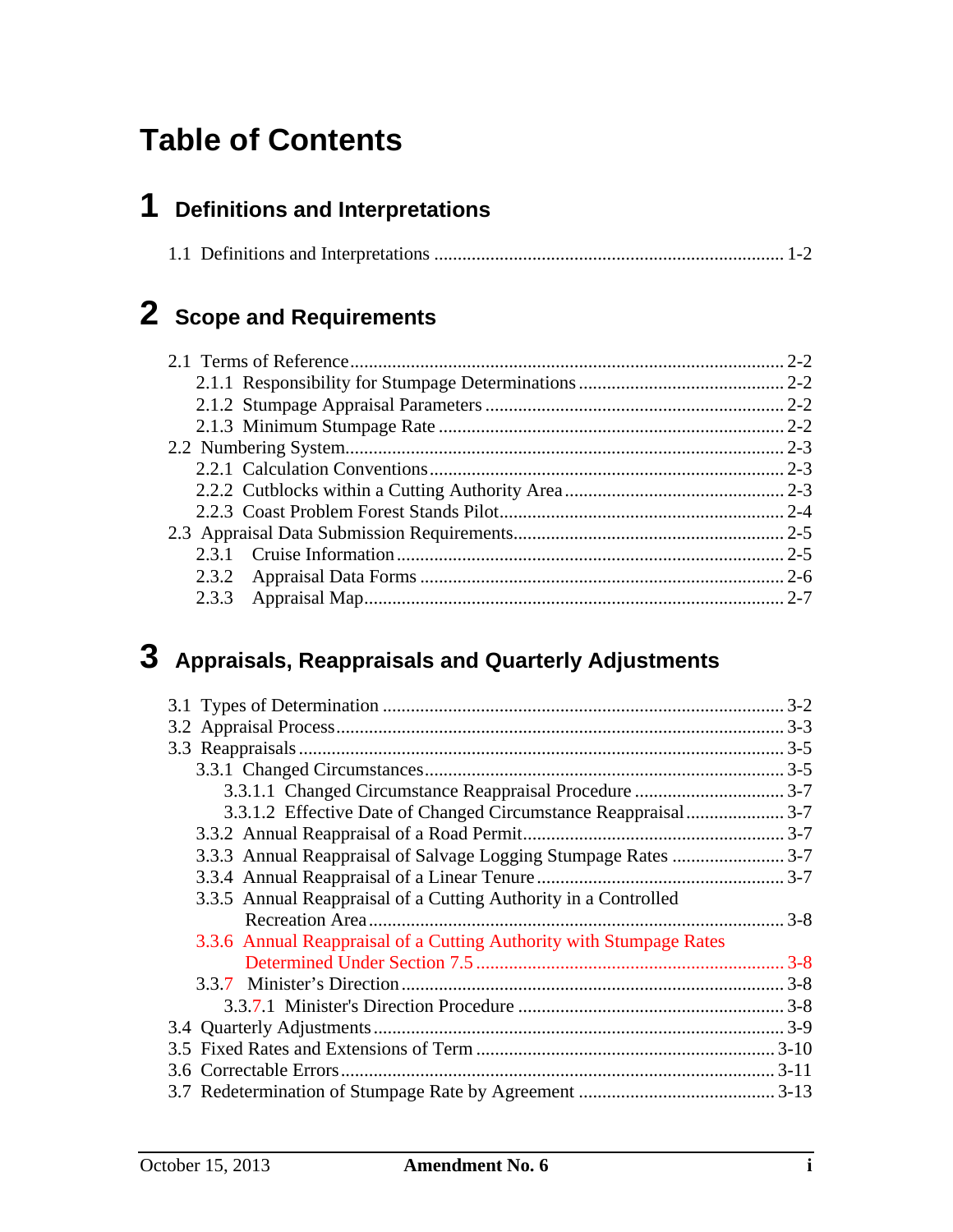# Table of Contents

## 1 Definitions and Interpretations

1.1 Definitions and Interpretations .......... 1-2

## 2 Scope and Requirements

2.1 Terms of Reference .......... 2-2
- 2.1.1 Responsibility for Stumpage Determinations .......... 2-2
- 2.1.2 Stumpage Appraisal Parameters .......... 2-2
- 2.1.3 Minimum Stumpage Rate .......... 2-2

2.2 Numbering System .......... 2-3
- 2.2.1 Calculation Conventions .......... 2-3
- 2.2.2 Cutblocks within a Cutting Authority Area .......... 2-3
- 2.2.3 Coast Problem Forest Stands Pilot .......... 2-4

2.3 Appraisal Data Submission Requirements .......... 2-5
- 2.3.1 Cruise Information .......... 2-5
- 2.3.2 Appraisal Data Forms .......... 2-6
- 2.3.3 Appraisal Map .......... 2-7

## 3 Appraisals, Reappraisals and Quarterly Adjustments

3.1 Types of Determination .......... 3-2

3.2 Appraisal Process .......... 3-3

3.3 Reappraisals .......... 3-5
- 3.3.1 Changed Circumstances .......... 3-5
  - 3.3.1.1 Changed Circumstance Reappraisal Procedure .......... 3-7
  - 3.3.1.2 Effective Date of Changed Circumstance Reappraisal .......... 3-7
- 3.3.2 Annual Reappraisal of a Road Permit .......... 3-7
- 3.3.3 Annual Reappraisal of Salvage Logging Stumpage Rates .......... 3-7
- 3.3.4 Annual Reappraisal of a Linear Tenure .......... 3-7
- 3.3.5 Annual Reappraisal of a Cutting Authority in a Controlled Recreation Area .......... 3-8
- 3.3.6 Annual Reappraisal of a Cutting Authority with Stumpage Rates Determined Under Section 7.5 .......... 3-8
- 3.3.7 Minister's Direction .......... 3-8
  - 3.3.7.1 Minister's Direction Procedure .......... 3-8

3.4 Quarterly Adjustments .......... 3-9

3.5 Fixed Rates and Extensions of Term .......... 3-10

3.6 Correctable Errors .......... 3-11

3.7 Redetermination of Stumpage Rate by Agreement .......... 3-13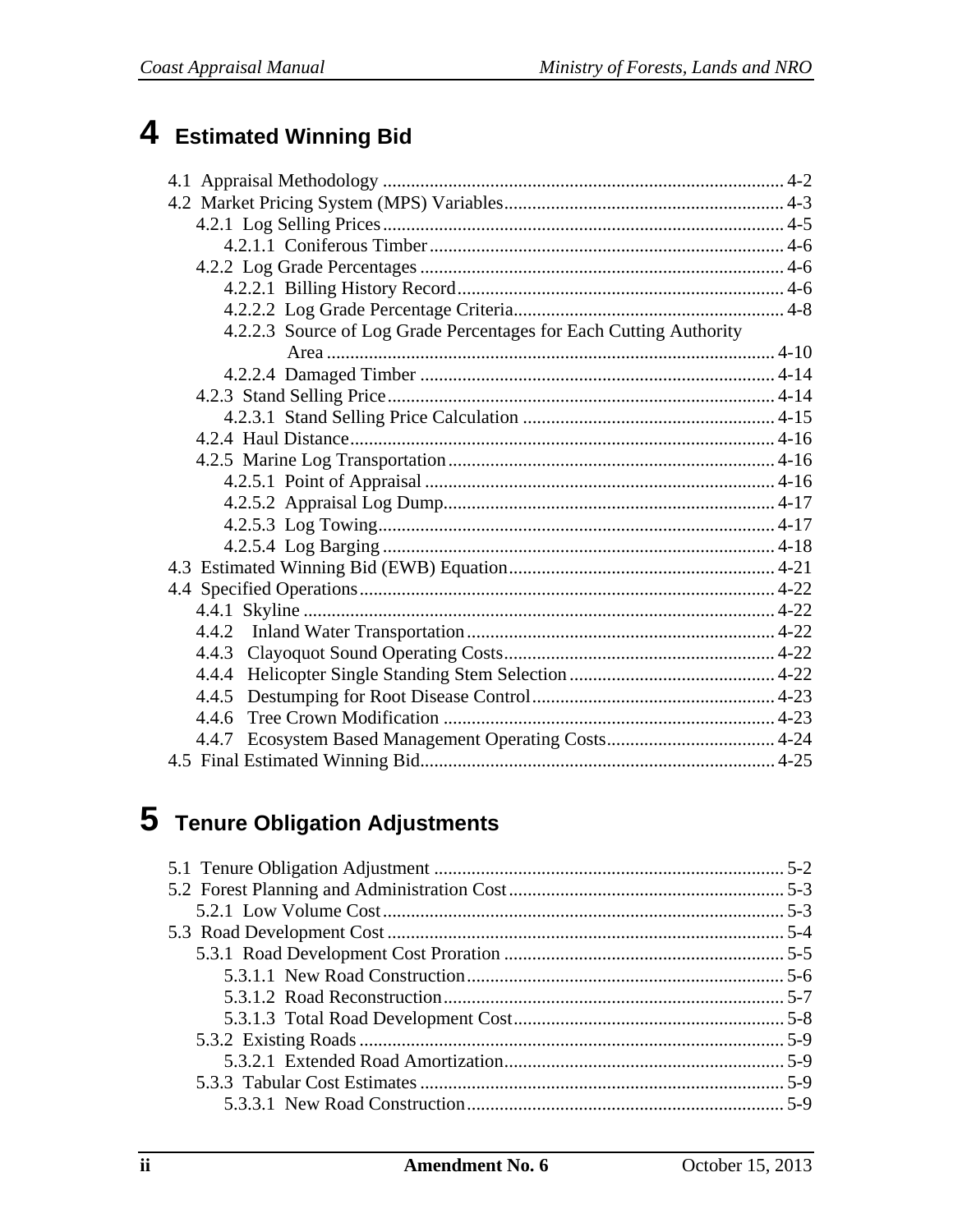# 4 Estimated Winning Bid

4.1 Appraisal Methodology ..................................................................................... 4-2
4.2 Market Pricing System (MPS) Variables............................................................ 4-3
 4.2.1 Log Selling Prices...................................................................................... 4-5
  4.2.1.1 Coniferous Timber............................................................................ 4-6
 4.2.2 Log Grade Percentages ............................................................................. 4-6
  4.2.2.1 Billing History Record...................................................................... 4-6
  4.2.2.2 Log Grade Percentage Criteria.......................................................... 4-8
  4.2.2.3 Source of Log Grade Percentages for Each Cutting Authority Area ................................................................................................ 4-10
  4.2.2.4 Damaged Timber ............................................................................ 4-14
 4.2.3 Stand Selling Price.................................................................................. 4-14
  4.2.3.1 Stand Selling Price Calculation ...................................................... 4-15
 4.2.4 Haul Distance.......................................................................................... 4-16
 4.2.5 Marine Log Transportation..................................................................... 4-16
  4.2.5.1 Point of Appraisal ........................................................................... 4-16
  4.2.5.2 Appraisal Log Dump....................................................................... 4-17
  4.2.5.3 Log Towing..................................................................................... 4-17
  4.2.5.4 Log Barging .................................................................................... 4-18
4.3 Estimated Winning Bid (EWB) Equation......................................................... 4-21
4.4 Specified Operations........................................................................................ 4-22
 4.4.1 Skyline .................................................................................................... 4-22
 4.4.2 Inland Water Transportation................................................................... 4-22
 4.4.3 Clayoquot Sound Operating Costs.......................................................... 4-22
 4.4.4 Helicopter Single Standing Stem Selection ............................................ 4-22
 4.4.5 Destumping for Root Disease Control.................................................... 4-23
 4.4.6 Tree Crown Modification ....................................................................... 4-23
 4.4.7 Ecosystem Based Management Operating Costs.................................... 4-24
4.5 Final Estimated Winning Bid........................................................................... 4-25

# 5 Tenure Obligation Adjustments

5.1 Tenure Obligation Adjustment .......................................................................... 5-2
5.2 Forest Planning and Administration Cost.......................................................... 5-3
 5.2.1 Low Volume Cost..................................................................................... 5-3
5.3 Road Development Cost .................................................................................... 5-4
 5.3.1 Road Development Cost Proration ........................................................... 5-5
  5.3.1.1 New Road Construction.................................................................... 5-6
  5.3.1.2 Road Reconstruction......................................................................... 5-7
  5.3.1.3 Total Road Development Cost.......................................................... 5-8
 5.3.2 Existing Roads .......................................................................................... 5-9
  5.3.2.1 Extended Road Amortization............................................................ 5-9
 5.3.3 Tabular Cost Estimates ............................................................................. 5-9
  5.3.3.1 New Road Construction.................................................................... 5-9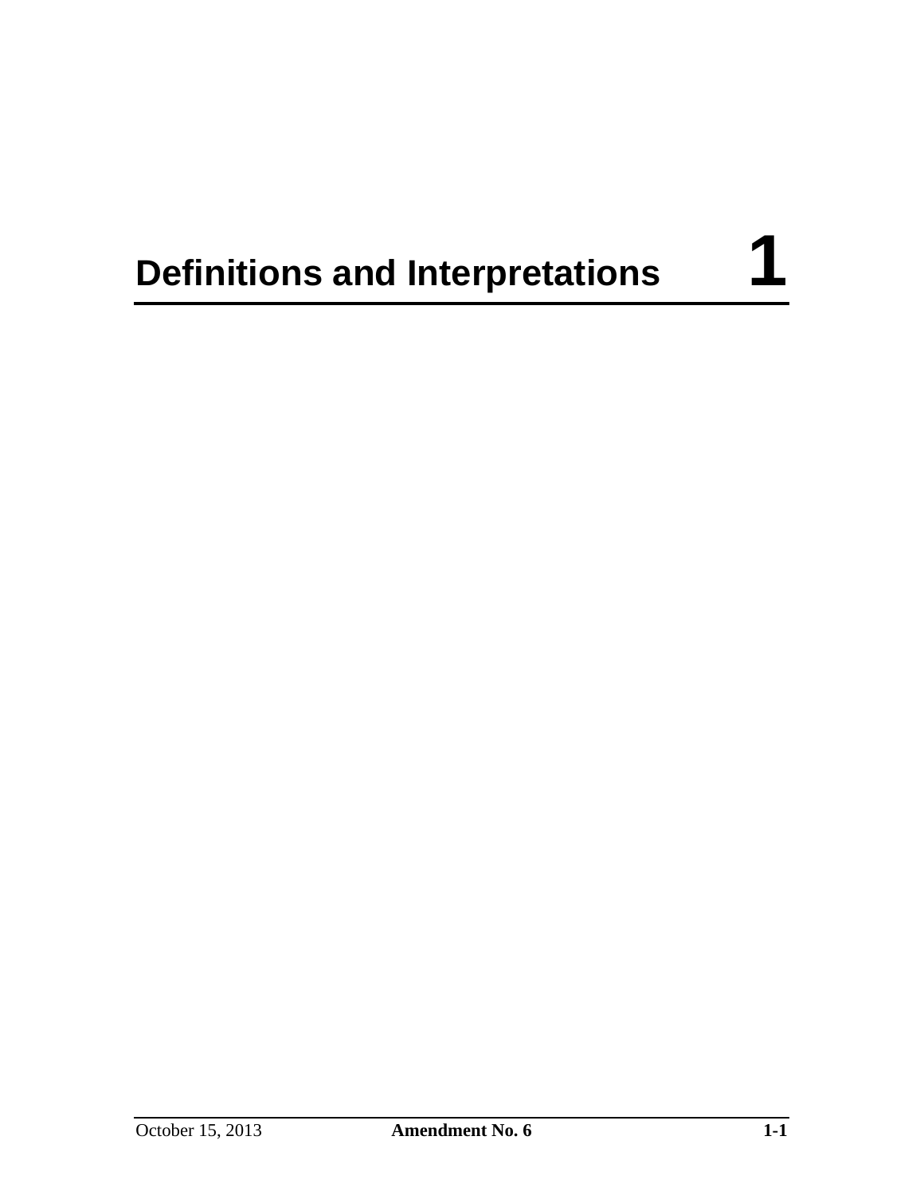# Definitions and Interpretations 1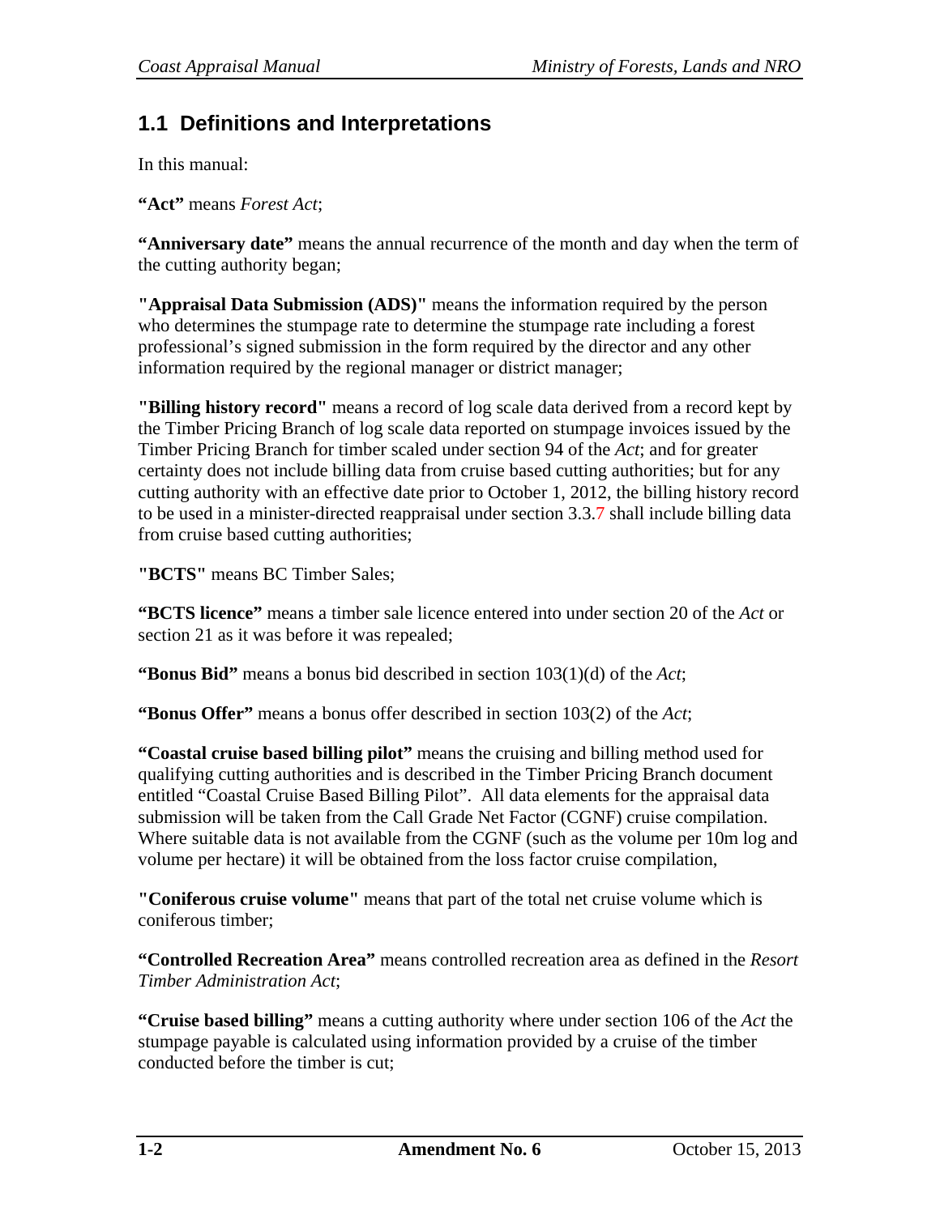## 1.1 Definitions and Interpretations

In this manual:

**"Act"** means *Forest Act*;

**"Anniversary date"** means the annual recurrence of the month and day when the term of the cutting authority began;

**"Appraisal Data Submission (ADS)"** means the information required by the person who determines the stumpage rate to determine the stumpage rate including a forest professional's signed submission in the form required by the director and any other information required by the regional manager or district manager;

**"Billing history record"** means a record of log scale data derived from a record kept by the Timber Pricing Branch of log scale data reported on stumpage invoices issued by the Timber Pricing Branch for timber scaled under section 94 of the *Act*; and for greater certainty does not include billing data from cruise based cutting authorities; but for any cutting authority with an effective date prior to October 1, 2012, the billing history record to be used in a minister-directed reappraisal under section 3.3.7 shall include billing data from cruise based cutting authorities;

**"BCTS"** means BC Timber Sales;

**"BCTS licence"** means a timber sale licence entered into under section 20 of the *Act* or section 21 as it was before it was repealed;

**"Bonus Bid"** means a bonus bid described in section 103(1)(d) of the *Act*;

**"Bonus Offer"** means a bonus offer described in section 103(2) of the *Act*;

**"Coastal cruise based billing pilot"** means the cruising and billing method used for qualifying cutting authorities and is described in the Timber Pricing Branch document entitled "Coastal Cruise Based Billing Pilot". All data elements for the appraisal data submission will be taken from the Call Grade Net Factor (CGNF) cruise compilation. Where suitable data is not available from the CGNF (such as the volume per 10m log and volume per hectare) it will be obtained from the loss factor cruise compilation,

**"Coniferous cruise volume"** means that part of the total net cruise volume which is coniferous timber;

**"Controlled Recreation Area"** means controlled recreation area as defined in the *Resort Timber Administration Act*;

**"Cruise based billing"** means a cutting authority where under section 106 of the *Act* the stumpage payable is calculated using information provided by a cruise of the timber conducted before the timber is cut;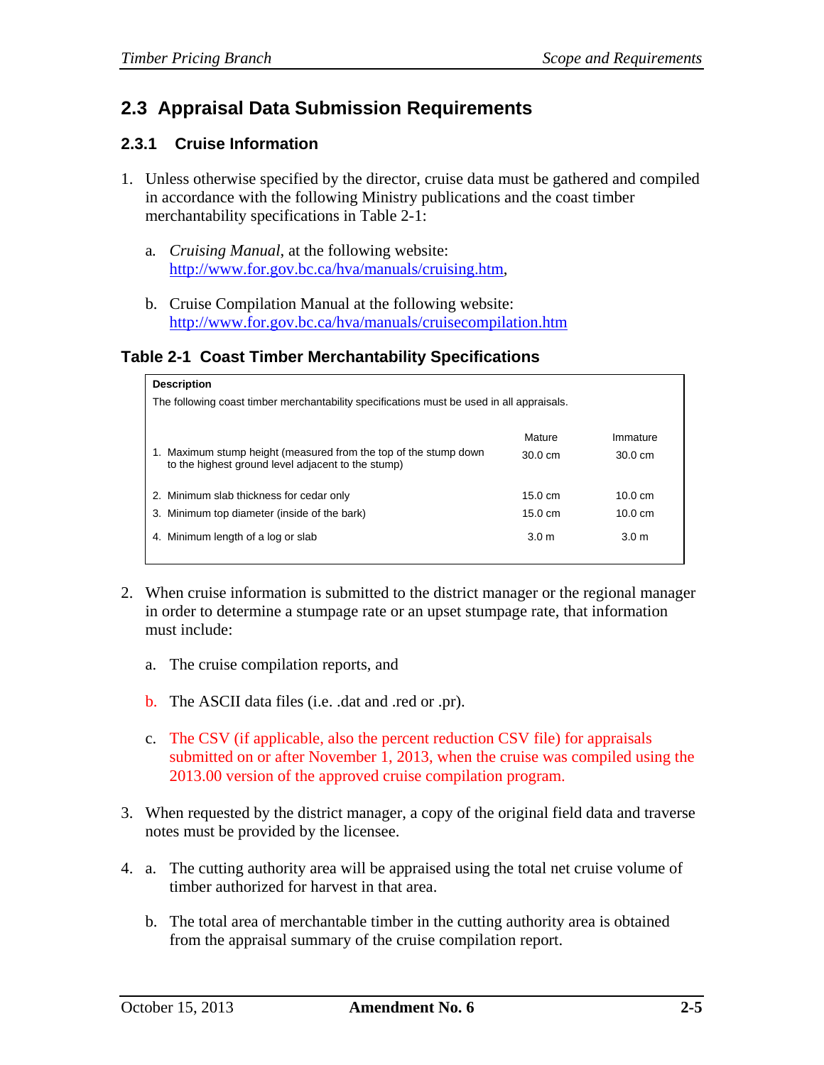## 2.3 Appraisal Data Submission Requirements

### 2.3.1 Cruise Information

1. Unless otherwise specified by the director, cruise data must be gathered and compiled in accordance with the following Ministry publications and the coast timber merchantability specifications in Table 2-1:

   a. *Cruising Manual*, at the following website: http://www.for.gov.bc.ca/hva/manuals/cruising.htm,

   b. Cruise Compilation Manual at the following website: http://www.for.gov.bc.ca/hva/manuals/cruisecompilation.htm

#### Table 2-1 Coast Timber Merchantability Specifications

**Description**

The following coast timber merchantability specifications must be used in all appraisals.

| | Mature | Immature |
|---|---|---|
| 1. Maximum stump height (measured from the top of the stump down to the highest ground level adjacent to the stump) | 30.0 cm | 30.0 cm |
| 2. Minimum slab thickness for cedar only | 15.0 cm | 10.0 cm |
| 3. Minimum top diameter (inside of the bark) | 15.0 cm | 10.0 cm |
| 4. Minimum length of a log or slab | 3.0 m | 3.0 m |

2. When cruise information is submitted to the district manager or the regional manager in order to determine a stumpage rate or an upset stumpage rate, that information must include:

   a. The cruise compilation reports, and

   b. The ASCII data files (i.e. .dat and .red or .pr).

   c. The CSV (if applicable, also the percent reduction CSV file) for appraisals submitted on or after November 1, 2013, when the cruise was compiled using the 2013.00 version of the approved cruise compilation program.

3. When requested by the district manager, a copy of the original field data and traverse notes must be provided by the licensee.

4. a. The cutting authority area will be appraised using the total net cruise volume of timber authorized for harvest in that area.

   b. The total area of merchantable timber in the cutting authority area is obtained from the appraisal summary of the cruise compilation report.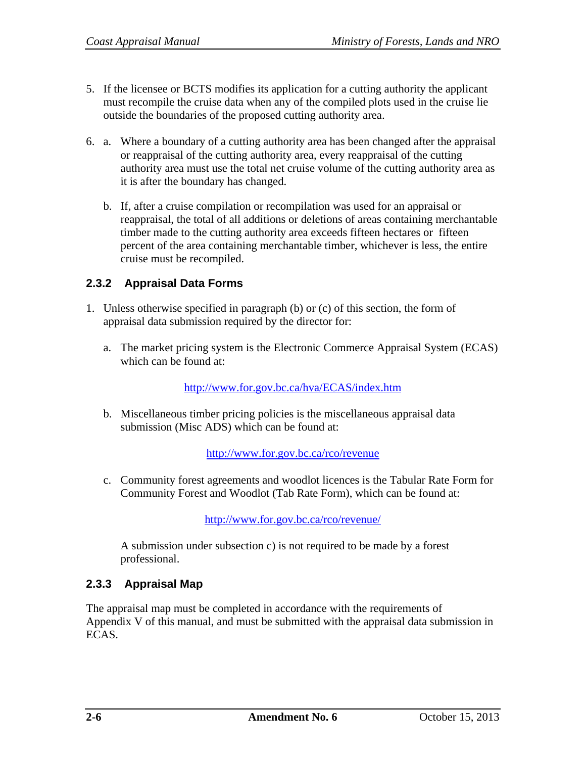5. If the licensee or BCTS modifies its application for a cutting authority the applicant must recompile the cruise data when any of the compiled plots used in the cruise lie outside the boundaries of the proposed cutting authority area.

6. a. Where a boundary of a cutting authority area has been changed after the appraisal or reappraisal of the cutting authority area, every reappraisal of the cutting authority area must use the total net cruise volume of the cutting authority area as it is after the boundary has changed.

   b. If, after a cruise compilation or recompilation was used for an appraisal or reappraisal, the total of all additions or deletions of areas containing merchantable timber made to the cutting authority area exceeds fifteen hectares or fifteen percent of the area containing merchantable timber, whichever is less, the entire cruise must be recompiled.

### 2.3.2 Appraisal Data Forms

1. Unless otherwise specified in paragraph (b) or (c) of this section, the form of appraisal data submission required by the director for:

   a. The market pricing system is the Electronic Commerce Appraisal System (ECAS) which can be found at:

      http://www.for.gov.bc.ca/hva/ECAS/index.htm

   b. Miscellaneous timber pricing policies is the miscellaneous appraisal data submission (Misc ADS) which can be found at:

      http://www.for.gov.bc.ca/rco/revenue

   c. Community forest agreements and woodlot licences is the Tabular Rate Form for Community Forest and Woodlot (Tab Rate Form), which can be found at:

      http://www.for.gov.bc.ca/rco/revenue/

   A submission under subsection c) is not required to be made by a forest professional.

### 2.3.3 Appraisal Map

The appraisal map must be completed in accordance with the requirements of Appendix V of this manual, and must be submitted with the appraisal data submission in ECAS.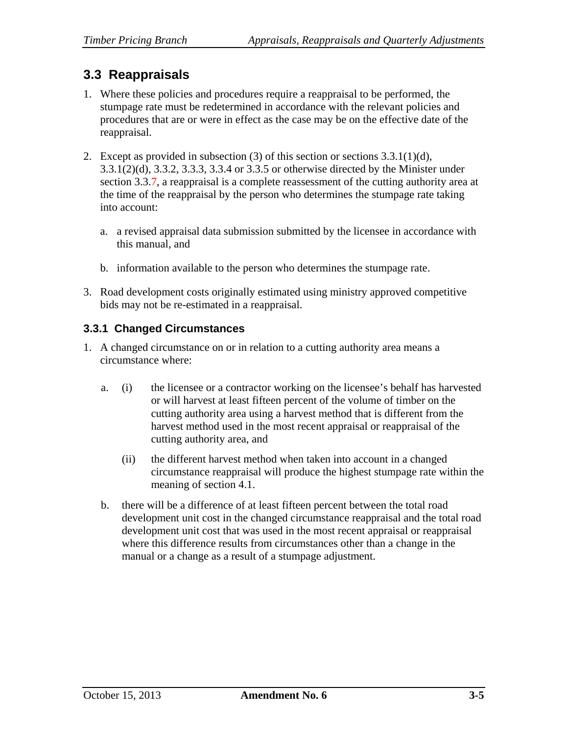## 3.3 Reappraisals

1. Where these policies and procedures require a reappraisal to be performed, the stumpage rate must be redetermined in accordance with the relevant policies and procedures that are or were in effect as the case may be on the effective date of the reappraisal.

2. Except as provided in subsection (3) of this section or sections 3.3.1(1)(d), 3.3.1(2)(d), 3.3.2, 3.3.3, 3.3.4 or 3.3.5 or otherwise directed by the Minister under section 3.3.7, a reappraisal is a complete reassessment of the cutting authority area at the time of the reappraisal by the person who determines the stumpage rate taking into account:

   a. a revised appraisal data submission submitted by the licensee in accordance with this manual, and

   b. information available to the person who determines the stumpage rate.

3. Road development costs originally estimated using ministry approved competitive bids may not be re-estimated in a reappraisal.

### 3.3.1 Changed Circumstances

1. A changed circumstance on or in relation to a cutting authority area means a circumstance where:

   a. (i) the licensee or a contractor working on the licensee's behalf has harvested or will harvest at least fifteen percent of the volume of timber on the cutting authority area using a harvest method that is different from the harvest method used in the most recent appraisal or reappraisal of the cutting authority area, and

      (ii) the different harvest method when taken into account in a changed circumstance reappraisal will produce the highest stumpage rate within the meaning of section 4.1.

   b. there will be a difference of at least fifteen percent between the total road development unit cost in the changed circumstance reappraisal and the total road development unit cost that was used in the most recent appraisal or reappraisal where this difference results from circumstances other than a change in the manual or a change as a result of a stumpage adjustment.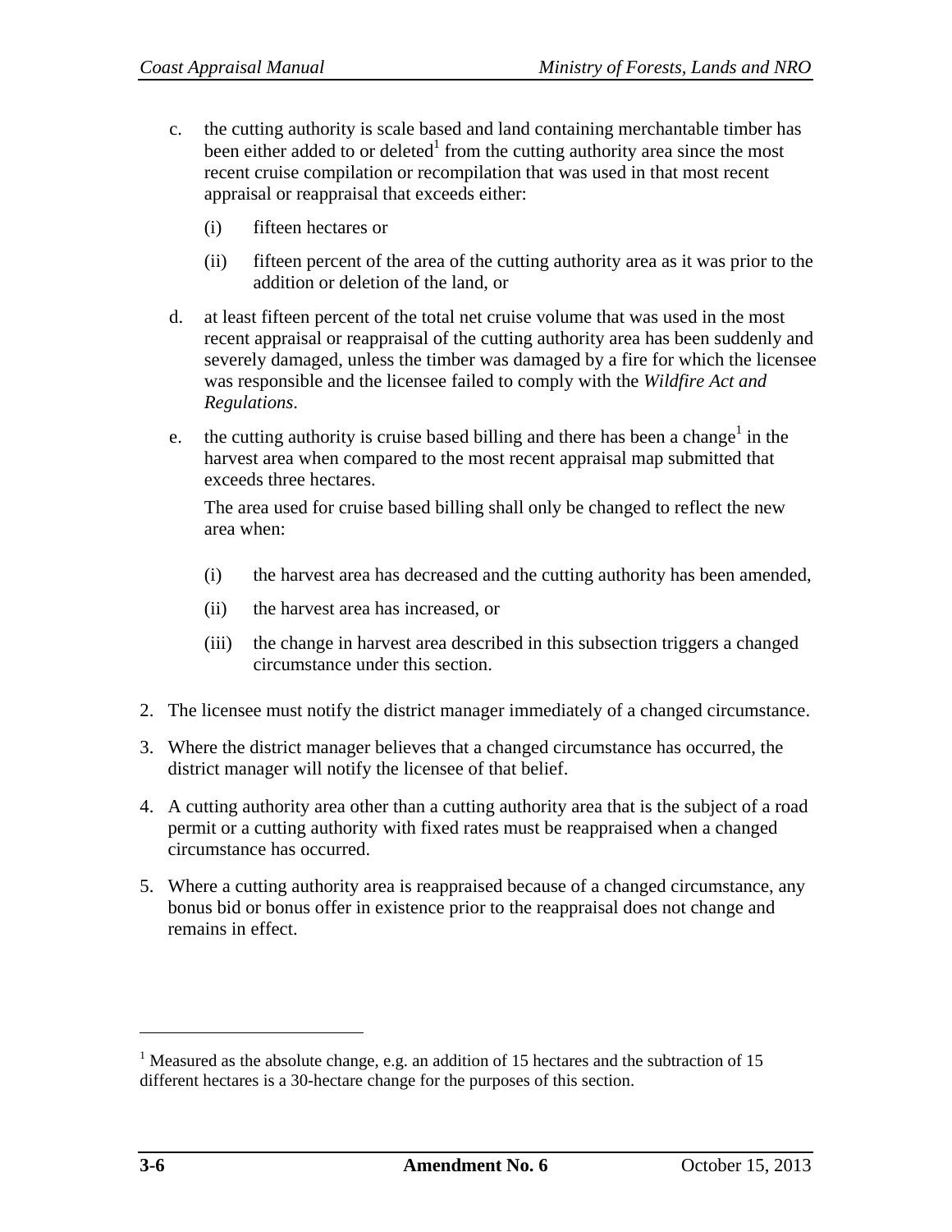c. the cutting authority is scale based and land containing merchantable timber has been either added to or deleted[1] from the cutting authority area since the most recent cruise compilation or recompilation that was used in that most recent appraisal or reappraisal that exceeds either:

   (i) fifteen hectares or

   (ii) fifteen percent of the area of the cutting authority area as it was prior to the addition or deletion of the land, or

d. at least fifteen percent of the total net cruise volume that was used in the most recent appraisal or reappraisal of the cutting authority area has been suddenly and severely damaged, unless the timber was damaged by a fire for which the licensee was responsible and the licensee failed to comply with the *Wildfire Act and Regulations*.

e. the cutting authority is cruise based billing and there has been a change[1] in the harvest area when compared to the most recent appraisal map submitted that exceeds three hectares.

   The area used for cruise based billing shall only be changed to reflect the new area when:

   (i) the harvest area has decreased and the cutting authority has been amended,

   (ii) the harvest area has increased, or

   (iii) the change in harvest area described in this subsection triggers a changed circumstance under this section.

2. The licensee must notify the district manager immediately of a changed circumstance.

3. Where the district manager believes that a changed circumstance has occurred, the district manager will notify the licensee of that belief.

4. A cutting authority area other than a cutting authority area that is the subject of a road permit or a cutting authority with fixed rates must be reappraised when a changed circumstance has occurred.

5. Where a cutting authority area is reappraised because of a changed circumstance, any bonus bid or bonus offer in existence prior to the reappraisal does not change and remains in effect.

---

[1] Measured as the absolute change, e.g. an addition of 15 hectares and the subtraction of 15 different hectares is a 30-hectare change for the purposes of this section.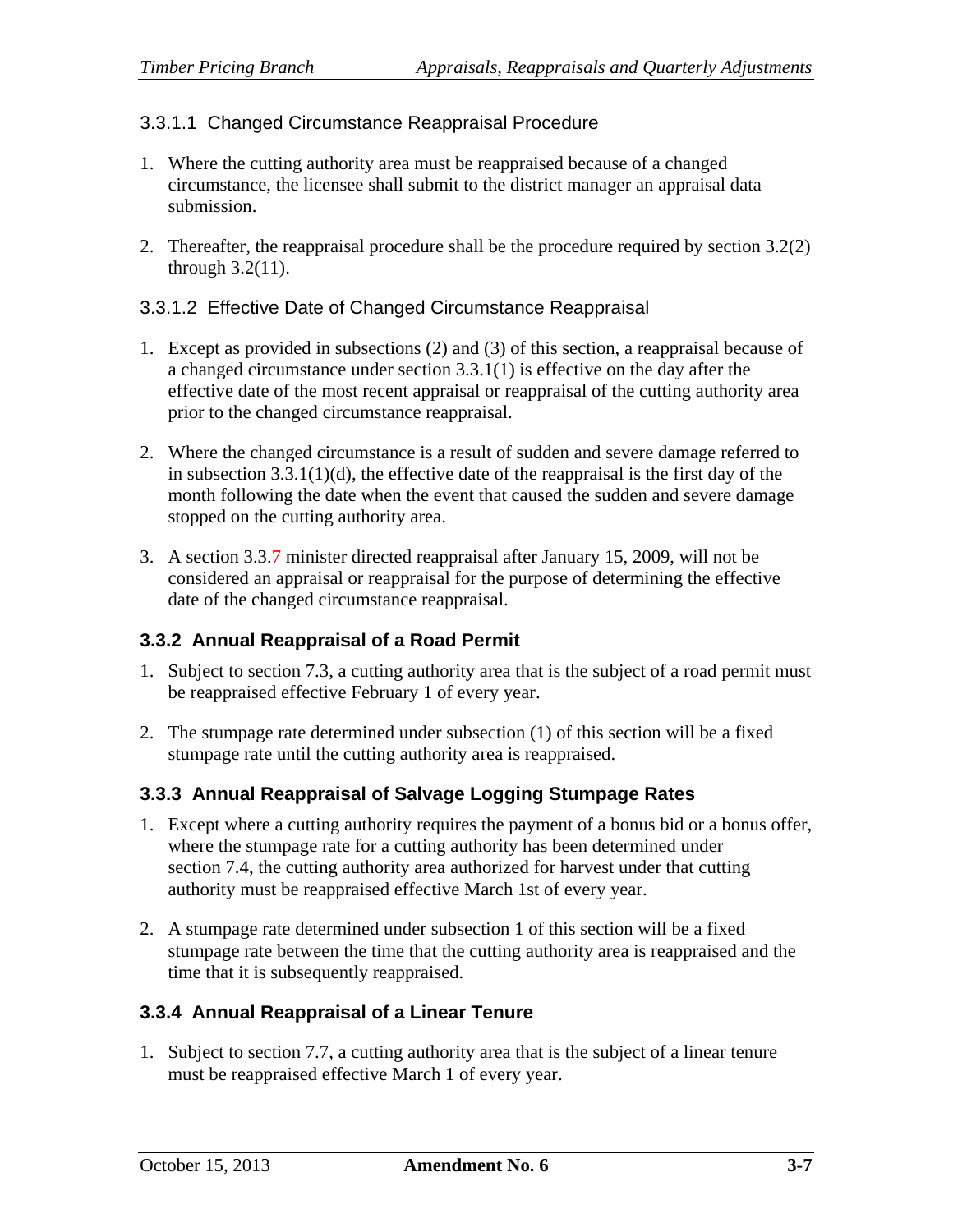#### 3.3.1.1 Changed Circumstance Reappraisal Procedure

1. Where the cutting authority area must be reappraised because of a changed circumstance, the licensee shall submit to the district manager an appraisal data submission.

2. Thereafter, the reappraisal procedure shall be the procedure required by section 3.2(2) through 3.2(11).

#### 3.3.1.2 Effective Date of Changed Circumstance Reappraisal

1. Except as provided in subsections (2) and (3) of this section, a reappraisal because of a changed circumstance under section 3.3.1(1) is effective on the day after the effective date of the most recent appraisal or reappraisal of the cutting authority area prior to the changed circumstance reappraisal.

2. Where the changed circumstance is a result of sudden and severe damage referred to in subsection 3.3.1(1)(d), the effective date of the reappraisal is the first day of the month following the date when the event that caused the sudden and severe damage stopped on the cutting authority area.

3. A section 3.3.7 minister directed reappraisal after January 15, 2009, will not be considered an appraisal or reappraisal for the purpose of determining the effective date of the changed circumstance reappraisal.

### 3.3.2 Annual Reappraisal of a Road Permit

1. Subject to section 7.3, a cutting authority area that is the subject of a road permit must be reappraised effective February 1 of every year.

2. The stumpage rate determined under subsection (1) of this section will be a fixed stumpage rate until the cutting authority area is reappraised.

### 3.3.3 Annual Reappraisal of Salvage Logging Stumpage Rates

1. Except where a cutting authority requires the payment of a bonus bid or a bonus offer, where the stumpage rate for a cutting authority has been determined under section 7.4, the cutting authority area authorized for harvest under that cutting authority must be reappraised effective March 1st of every year.

2. A stumpage rate determined under subsection 1 of this section will be a fixed stumpage rate between the time that the cutting authority area is reappraised and the time that it is subsequently reappraised.

### 3.3.4 Annual Reappraisal of a Linear Tenure

1. Subject to section 7.7, a cutting authority area that is the subject of a linear tenure must be reappraised effective March 1 of every year.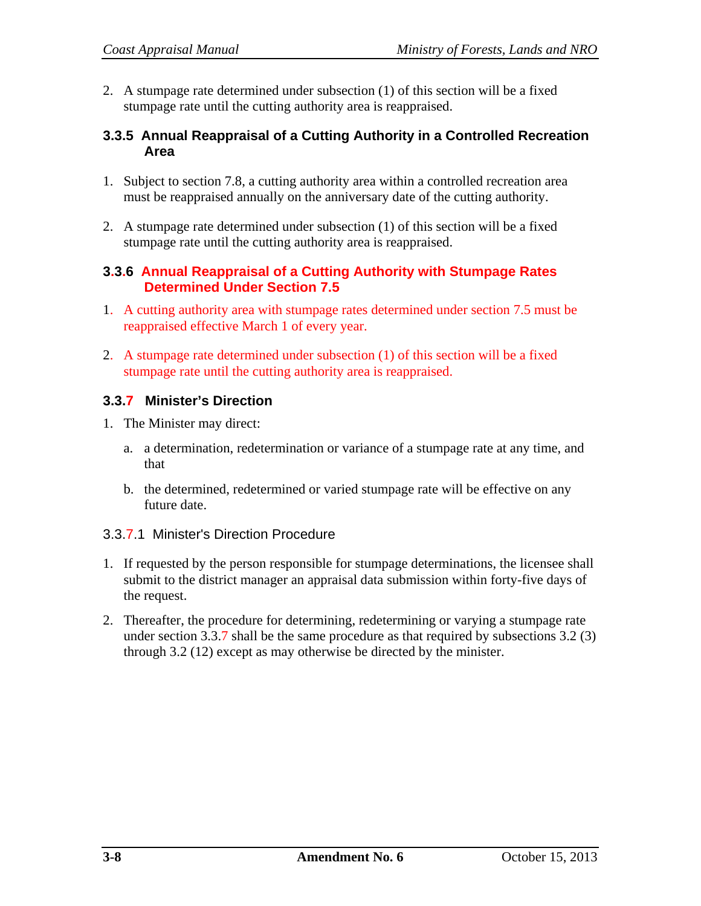2. A stumpage rate determined under subsection (1) of this section will be a fixed stumpage rate until the cutting authority area is reappraised.

### 3.3.5 Annual Reappraisal of a Cutting Authority in a Controlled Recreation Area

1. Subject to section 7.8, a cutting authority area within a controlled recreation area must be reappraised annually on the anniversary date of the cutting authority.

2. A stumpage rate determined under subsection (1) of this section will be a fixed stumpage rate until the cutting authority area is reappraised.

### 3.3.6 Annual Reappraisal of a Cutting Authority with Stumpage Rates Determined Under Section 7.5

1. A cutting authority area with stumpage rates determined under section 7.5 must be reappraised effective March 1 of every year.

2. A stumpage rate determined under subsection (1) of this section will be a fixed stumpage rate until the cutting authority area is reappraised.

### 3.3.7 Minister's Direction

1. The Minister may direct:

   a. a determination, redetermination or variance of a stumpage rate at any time, and that

   b. the determined, redetermined or varied stumpage rate will be effective on any future date.

#### 3.3.7.1 Minister's Direction Procedure

1. If requested by the person responsible for stumpage determinations, the licensee shall submit to the district manager an appraisal data submission within forty-five days of the request.

2. Thereafter, the procedure for determining, redetermining or varying a stumpage rate under section 3.3.7 shall be the same procedure as that required by subsections 3.2 (3) through 3.2 (12) except as may otherwise be directed by the minister.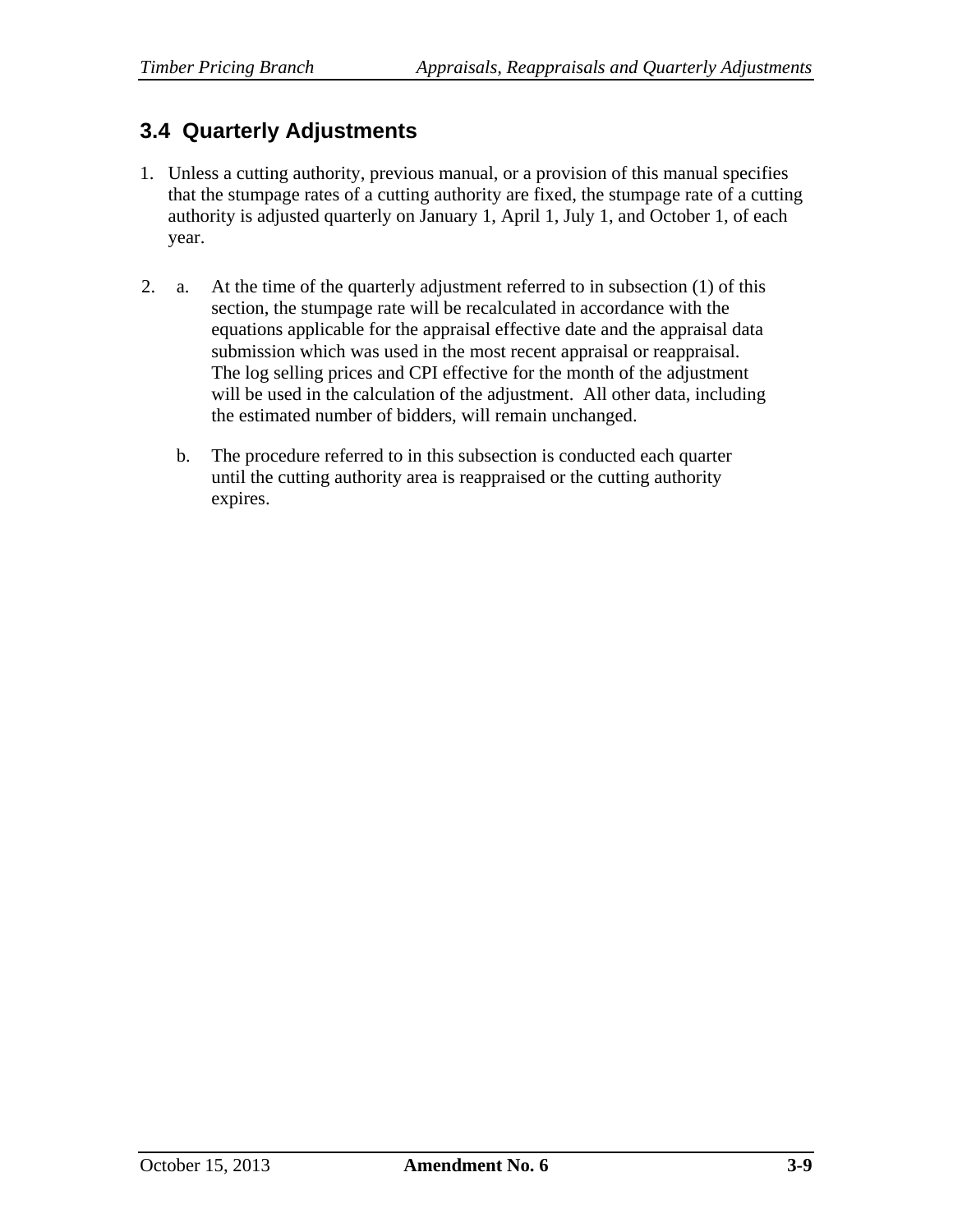## 3.4 Quarterly Adjustments

1. Unless a cutting authority, previous manual, or a provision of this manual specifies that the stumpage rates of a cutting authority are fixed, the stumpage rate of a cutting authority is adjusted quarterly on January 1, April 1, July 1, and October 1, of each year.

2. a. At the time of the quarterly adjustment referred to in subsection (1) of this section, the stumpage rate will be recalculated in accordance with the equations applicable for the appraisal effective date and the appraisal data submission which was used in the most recent appraisal or reappraisal. The log selling prices and CPI effective for the month of the adjustment will be used in the calculation of the adjustment. All other data, including the estimated number of bidders, will remain unchanged.

   b. The procedure referred to in this subsection is conducted each quarter until the cutting authority area is reappraised or the cutting authority expires.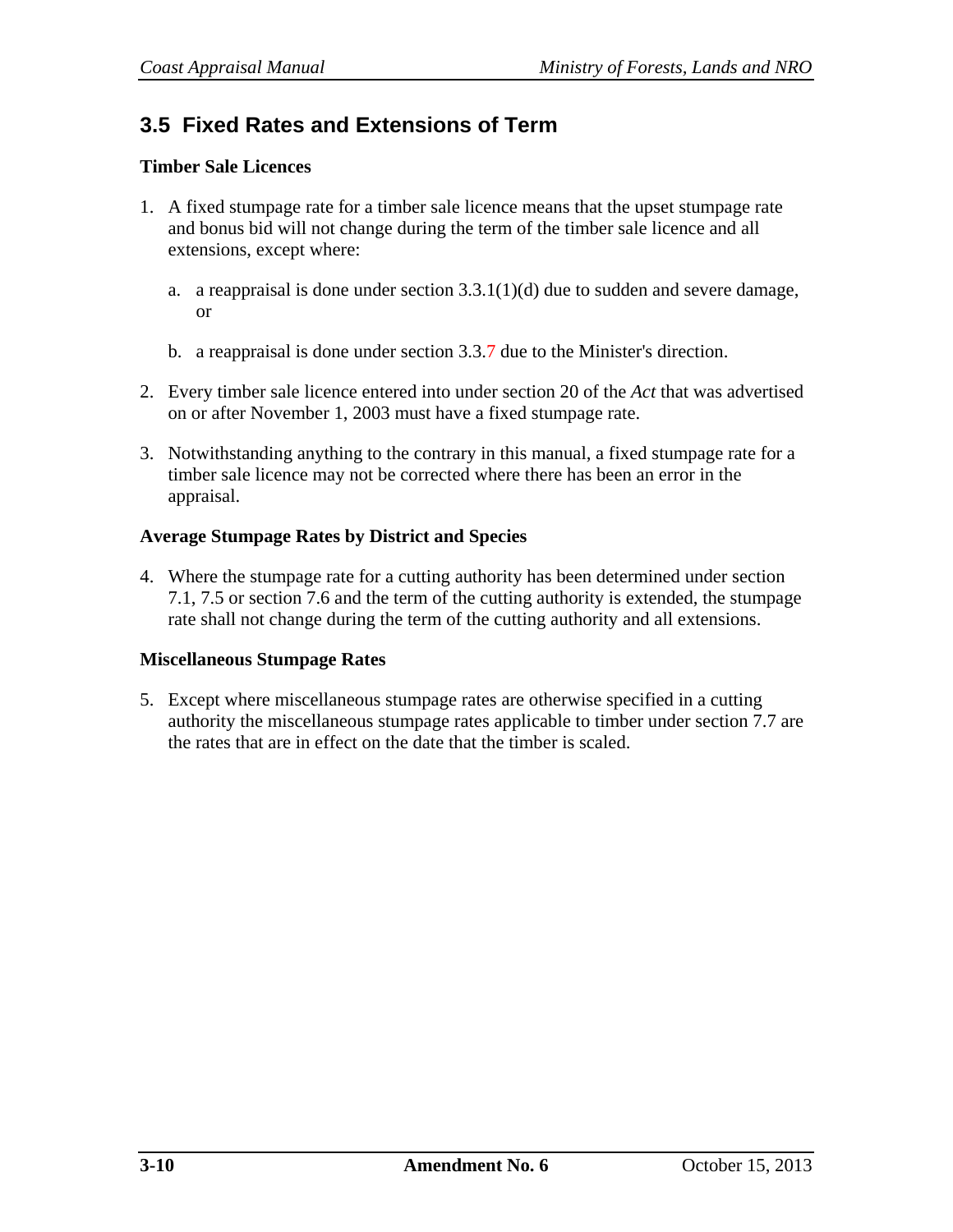## 3.5 Fixed Rates and Extensions of Term

### Timber Sale Licences

1. A fixed stumpage rate for a timber sale licence means that the upset stumpage rate and bonus bid will not change during the term of the timber sale licence and all extensions, except where:

   a. a reappraisal is done under section 3.3.1(1)(d) due to sudden and severe damage, or

   b. a reappraisal is done under section 3.3.7 due to the Minister's direction.

2. Every timber sale licence entered into under section 20 of the *Act* that was advertised on or after November 1, 2003 must have a fixed stumpage rate.

3. Notwithstanding anything to the contrary in this manual, a fixed stumpage rate for a timber sale licence may not be corrected where there has been an error in the appraisal.

### Average Stumpage Rates by District and Species

4. Where the stumpage rate for a cutting authority has been determined under section 7.1, 7.5 or section 7.6 and the term of the cutting authority is extended, the stumpage rate shall not change during the term of the cutting authority and all extensions.

### Miscellaneous Stumpage Rates

5. Except where miscellaneous stumpage rates are otherwise specified in a cutting authority the miscellaneous stumpage rates applicable to timber under section 7.7 are the rates that are in effect on the date that the timber is scaled.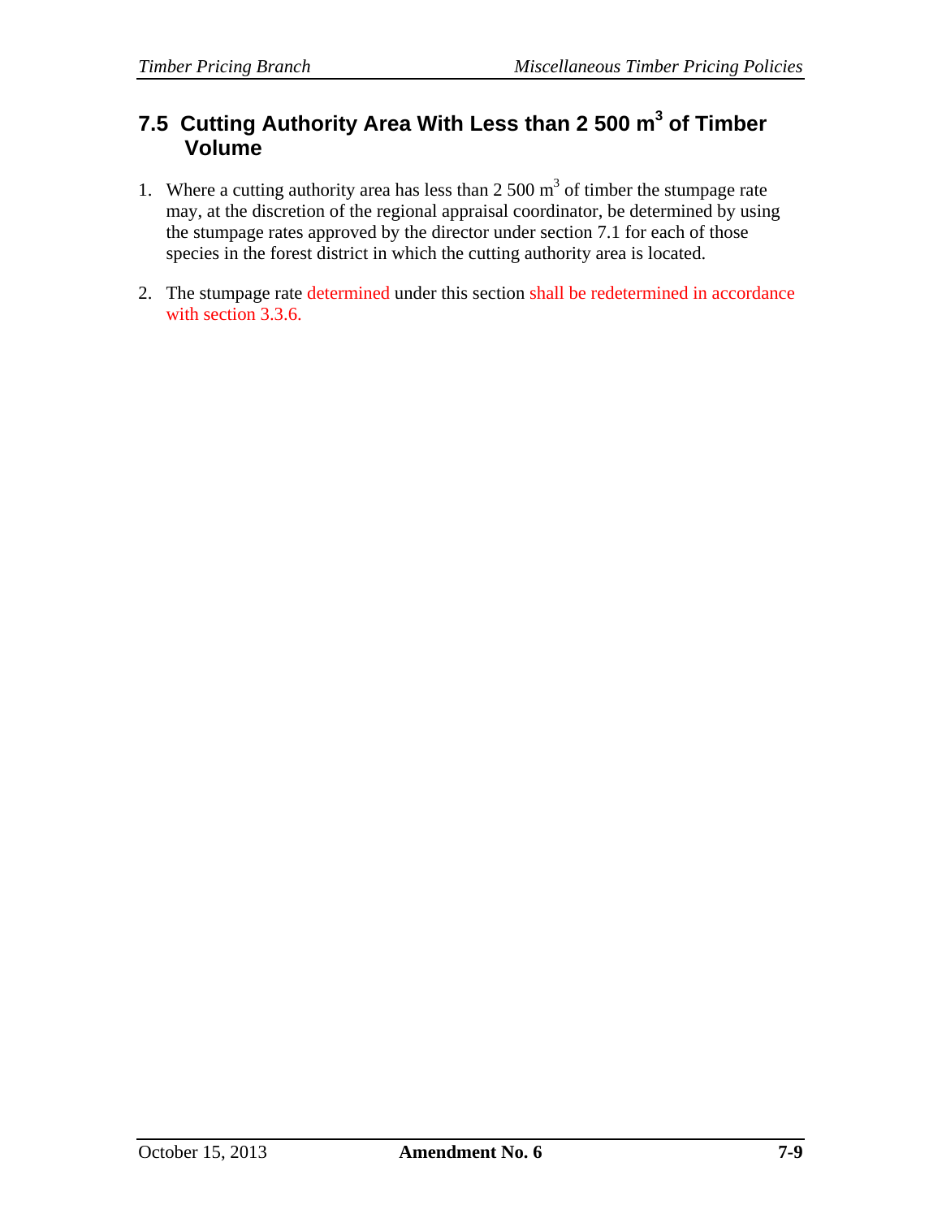## 7.5 Cutting Authority Area With Less than 2 500 $m^3$ of Timber Volume

1. Where a cutting authority area has less than 2 500 $m^3$ of timber the stumpage rate may, at the discretion of the regional appraisal coordinator, be determined by using the stumpage rates approved by the director under section 7.1 for each of those species in the forest district in which the cutting authority area is located.

2. The stumpage rate determined under this section shall be redetermined in accordance with section 3.3.6.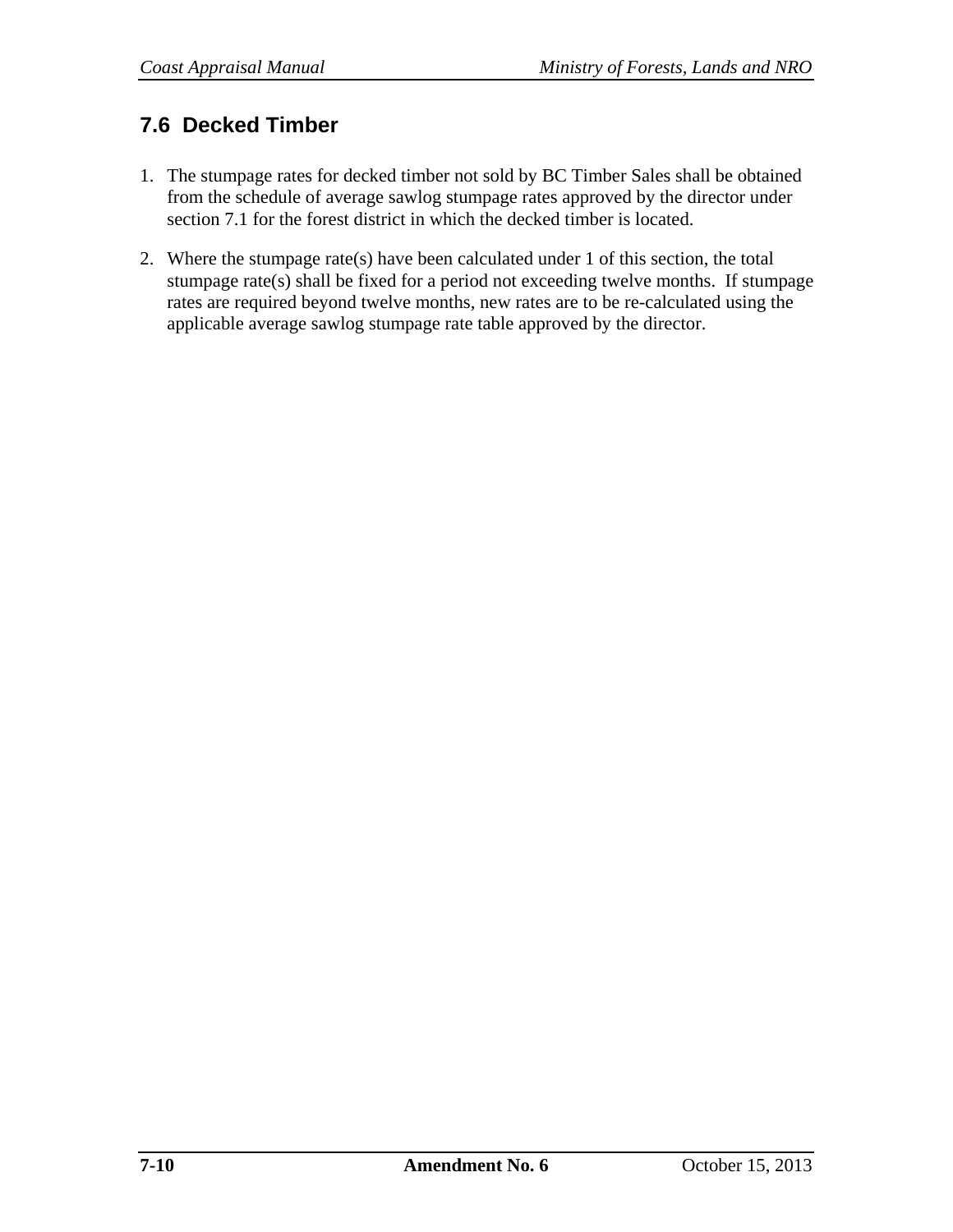## 7.6 Decked Timber

1. The stumpage rates for decked timber not sold by BC Timber Sales shall be obtained from the schedule of average sawlog stumpage rates approved by the director under section 7.1 for the forest district in which the decked timber is located.

2. Where the stumpage rate(s) have been calculated under 1 of this section, the total stumpage rate(s) shall be fixed for a period not exceeding twelve months. If stumpage rates are required beyond twelve months, new rates are to be re-calculated using the applicable average sawlog stumpage rate table approved by the director.